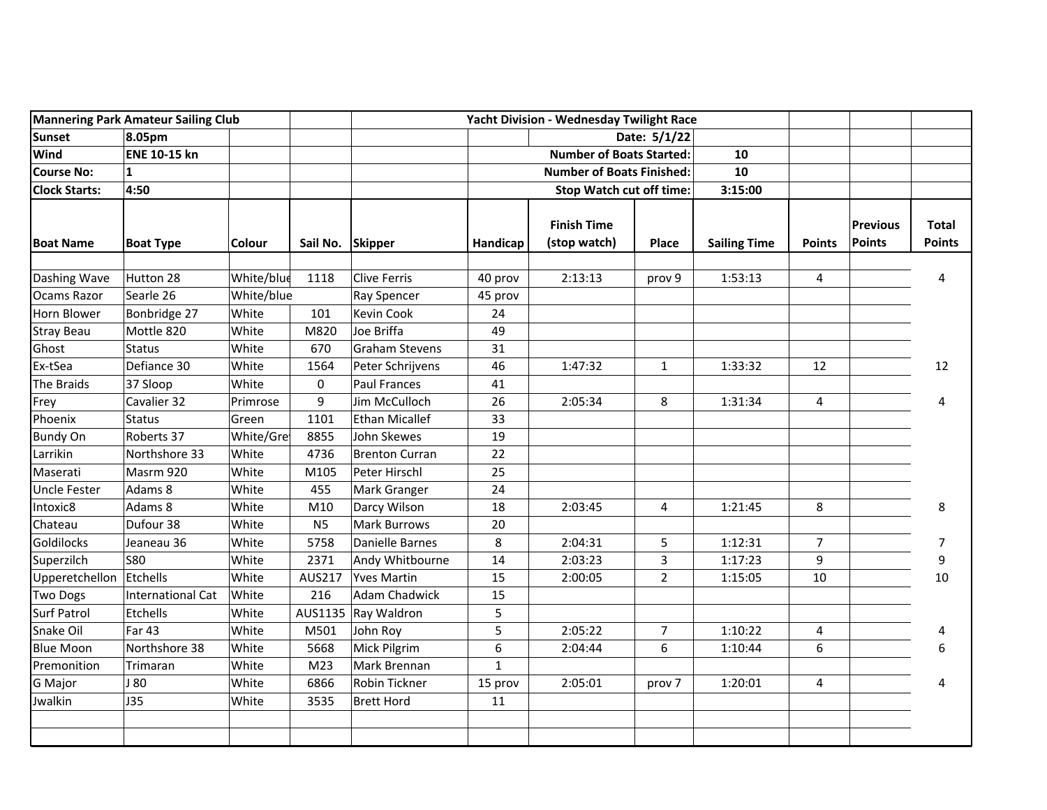| Mannering Park Amateur Sailing Club | | | | | Yacht Division - Wednesday Twilight Race | | | | | | |
|---|---|---|---|---|---|---|---|---|---|---|---|
| Sunset | 8.05pm | | | | | | Date: 5/1/22 | | | | |
| Wind | ENE 10-15 kn | | | | | Number of Boats Started: | | 10 | | | |
| Course No: | 1 | | | | | Number of Boats Finished: | | 10 | | | |
| Clock Starts: | 4:50 | | | | | Stop Watch cut off time: | | 3:15:00 | | | |
| **Boat Name** | **Boat Type** | **Colour** | **Sail No.** | **Skipper** | **Handicap** | **Finish Time (stop watch)** | **Place** | **Sailing Time** | **Points** | **Previous Points** | **Total Points** |
| | | | | | | | | | | | |
| Dashing Wave | Hutton 28 | White/blue | 1118 | Clive Ferris | 40 prov | 2:13:13 | prov 9 | 1:53:13 | 4 | | 4 |
| Ocams Razor | Searle 26 | White/blue | | Ray Spencer | 45 prov | | | | | | |
| Horn Blower | Bonbridge 27 | White | 101 | Kevin Cook | 24 | | | | | | |
| Stray Beau | Mottle 820 | White | M820 | Joe Briffa | 49 | | | | | | |
| Ghost | Status | White | 670 | Graham Stevens | 31 | | | | | | |
| Ex-tSea | Defiance 30 | White | 1564 | Peter Schrijvens | 46 | 1:47:32 | 1 | 1:33:32 | 12 | | 12 |
| The Braids | 37 Sloop | White | 0 | Paul Frances | 41 | | | | | | |
| Frey | Cavalier 32 | Primrose | 9 | Jim McCulloch | 26 | 2:05:34 | 8 | 1:31:34 | 4 | | 4 |
| Phoenix | Status | Green | 1101 | Ethan Micallef | 33 | | | | | | |
| Bundy On | Roberts 37 | White/Grey | 8855 | John Skewes | 19 | | | | | | |
| Larrikin | Northshore 33 | White | 4736 | Brenton Curran | 22 | | | | | | |
| Maserati | Masrm 920 | White | M105 | Peter Hirschl | 25 | | | | | | |
| Uncle Fester | Adams 8 | White | 455 | Mark Granger | 24 | | | | | | |
| Intoxic8 | Adams 8 | White | M10 | Darcy Wilson | 18 | 2:03:45 | 4 | 1:21:45 | 8 | | 8 |
| Chateau | Dufour 38 | White | N5 | Mark Burrows | 20 | | | | | | |
| Goldilocks | Jeaneau 36 | White | 5758 | Danielle Barnes | 8 | 2:04:31 | 5 | 1:12:31 | 7 | | 7 |
| Superzilch | S80 | White | 2371 | Andy Whitbourne | 14 | 2:03:23 | 3 | 1:17:23 | 9 | | 9 |
| Upperetchellon | Etchells | White | AUS217 | Yves Martin | 15 | 2:00:05 | 2 | 1:15:05 | 10 | | 10 |
| Two Dogs | International Cat | White | 216 | Adam Chadwick | 15 | | | | | | |
| Surf Patrol | Etchells | White | AUS1135 | Ray Waldron | 5 | | | | | | |
| Snake Oil | Far 43 | White | M501 | John Roy | 5 | 2:05:22 | 7 | 1:10:22 | 4 | | 4 |
| Blue Moon | Northshore 38 | White | 5668 | Mick Pilgrim | 6 | 2:04:44 | 6 | 1:10:44 | 6 | | 6 |
| Premonition | Trimaran | White | M23 | Mark Brennan | 1 | | | | | | |
| G Major | J 80 | White | 6866 | Robin Tickner | 15 prov | 2:05:01 | prov 7 | 1:20:01 | 4 | | 4 |
| Jwalkin | J35 | White | 3535 | Brett Hord | 11 | | | | | | |
| | | | | | | | | | | | |
| | | | | | | | | | | | |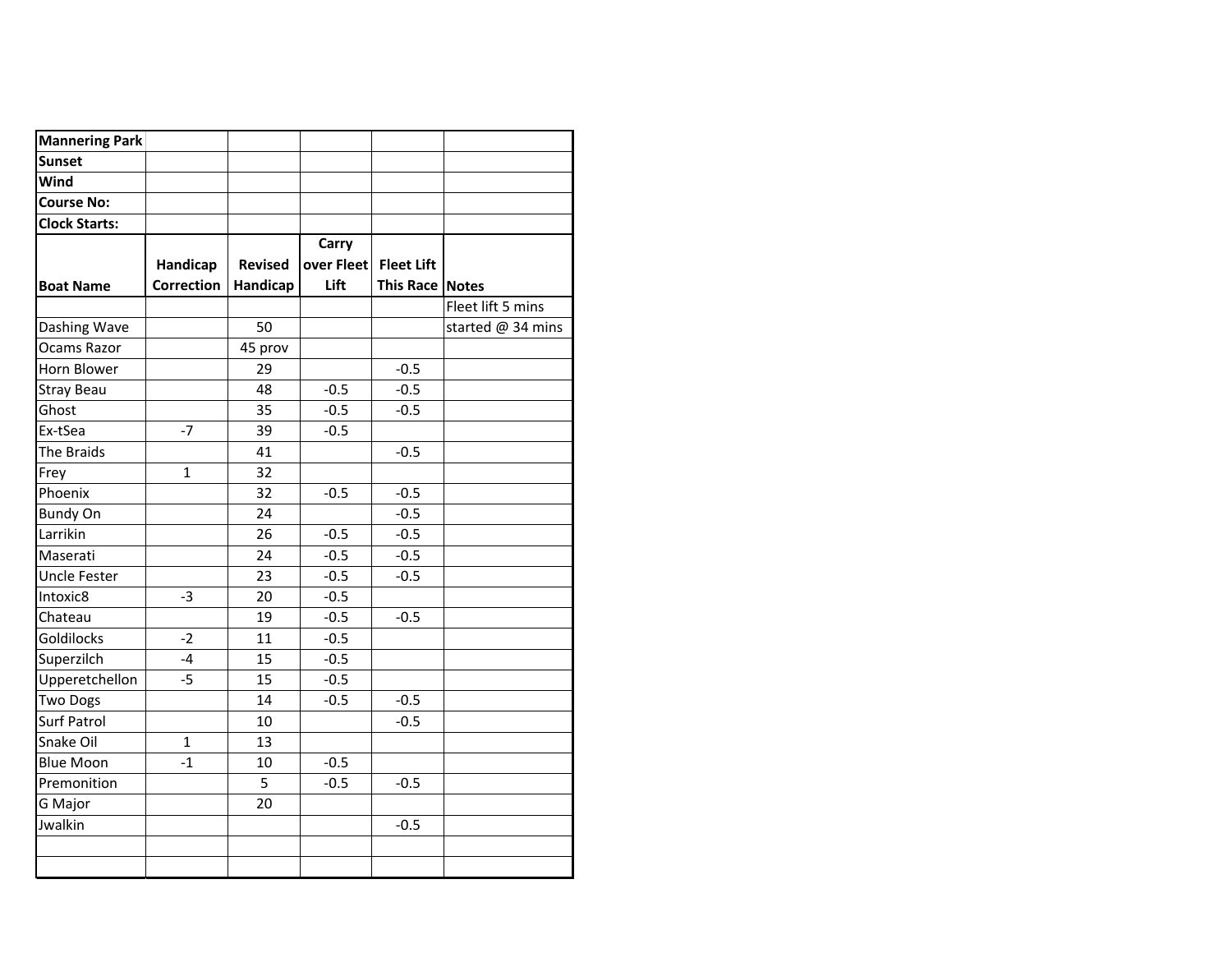| | | | | | |
|---|---|---|---|---|---|
| **Mannering Park** | | | | | |
| **Sunset** | | | | | |
| **Wind** | | | | | |
| **Course No:** | | | | | |
| **Clock Starts:** | | | | | |
| **Boat Name** | **Handicap Correction** | **Revised Handicap** | **Carry over Fleet Lift** | **Fleet Lift This Race** | **Notes** |
| | | | | | Fleet lift 5 mins |
| Dashing Wave | | 50 | | | started @ 34 mins |
| Ocams Razor | | 45 prov | | | |
| Horn Blower | | 29 | | -0.5 | |
| Stray Beau | | 48 | -0.5 | -0.5 | |
| Ghost | | 35 | -0.5 | -0.5 | |
| Ex-tSea | -7 | 39 | -0.5 | | |
| The Braids | | 41 | | -0.5 | |
| Frey | 1 | 32 | | | |
| Phoenix | | 32 | -0.5 | -0.5 | |
| Bundy On | | 24 | | -0.5 | |
| Larrikin | | 26 | -0.5 | -0.5 | |
| Maserati | | 24 | -0.5 | -0.5 | |
| Uncle Fester | | 23 | -0.5 | -0.5 | |
| Intoxic8 | -3 | 20 | -0.5 | | |
| Chateau | | 19 | -0.5 | -0.5 | |
| Goldilocks | -2 | 11 | -0.5 | | |
| Superzilch | -4 | 15 | -0.5 | | |
| Upperetchellon | -5 | 15 | -0.5 | | |
| Two Dogs | | 14 | -0.5 | -0.5 | |
| Surf Patrol | | 10 | | -0.5 | |
| Snake Oil | 1 | 13 | | | |
| Blue Moon | -1 | 10 | -0.5 | | |
| Premonition | | 5 | -0.5 | -0.5 | |
| G Major | | 20 | | | |
| Jwalkin | | | | -0.5 | |
| | | | | | |
| | | | | | |